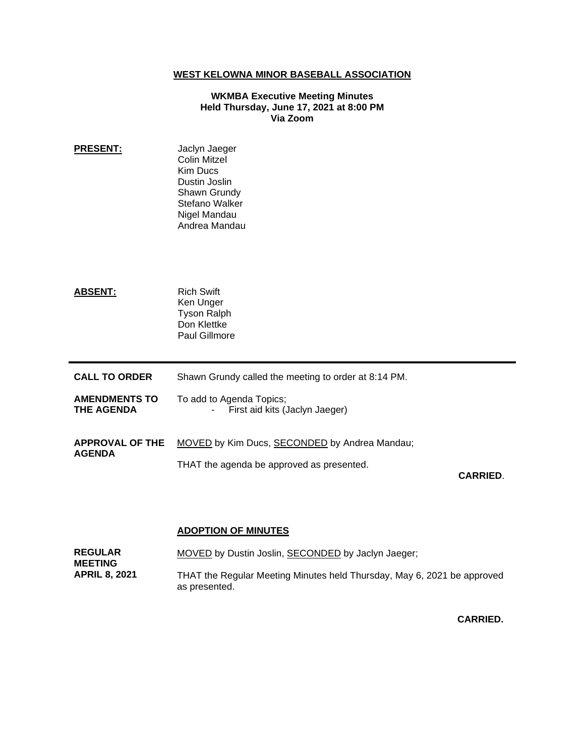**WEST KELOWNA MINOR BASEBALL ASSOCIATION**

**WKMBA Executive Meeting Minutes**
**Held Thursday, June 17, 2021 at 8:00 PM**
**Via Zoom**

**PRESENT:**

Jaclyn Jaeger
Colin Mitzel
Kim Ducs
Dustin Joslin
Shawn Grundy
Stefano Walker
Nigel Mandau
Andrea Mandau

**ABSENT:**

Rich Swift
Ken Unger
Tyson Ralph
Don Klettke
Paul Gillmore

---

**CALL TO ORDER**

Shawn Grundy called the meeting to order at 8:14 PM.

**AMENDMENTS TO THE AGENDA**

To add to Agenda Topics;

- First aid kits (Jaclyn Jaeger)

**APPROVAL OF THE AGENDA**

MOVED by Kim Ducs, SECONDED by Andrea Mandau;

THAT the agenda be approved as presented.

**CARRIED**.

**ADOPTION OF MINUTES**

**REGULAR MEETING APRIL 8, 2021**

MOVED by Dustin Joslin, SECONDED by Jaclyn Jaeger;

THAT the Regular Meeting Minutes held Thursday, May 6, 2021 be approved as presented.

**CARRIED.**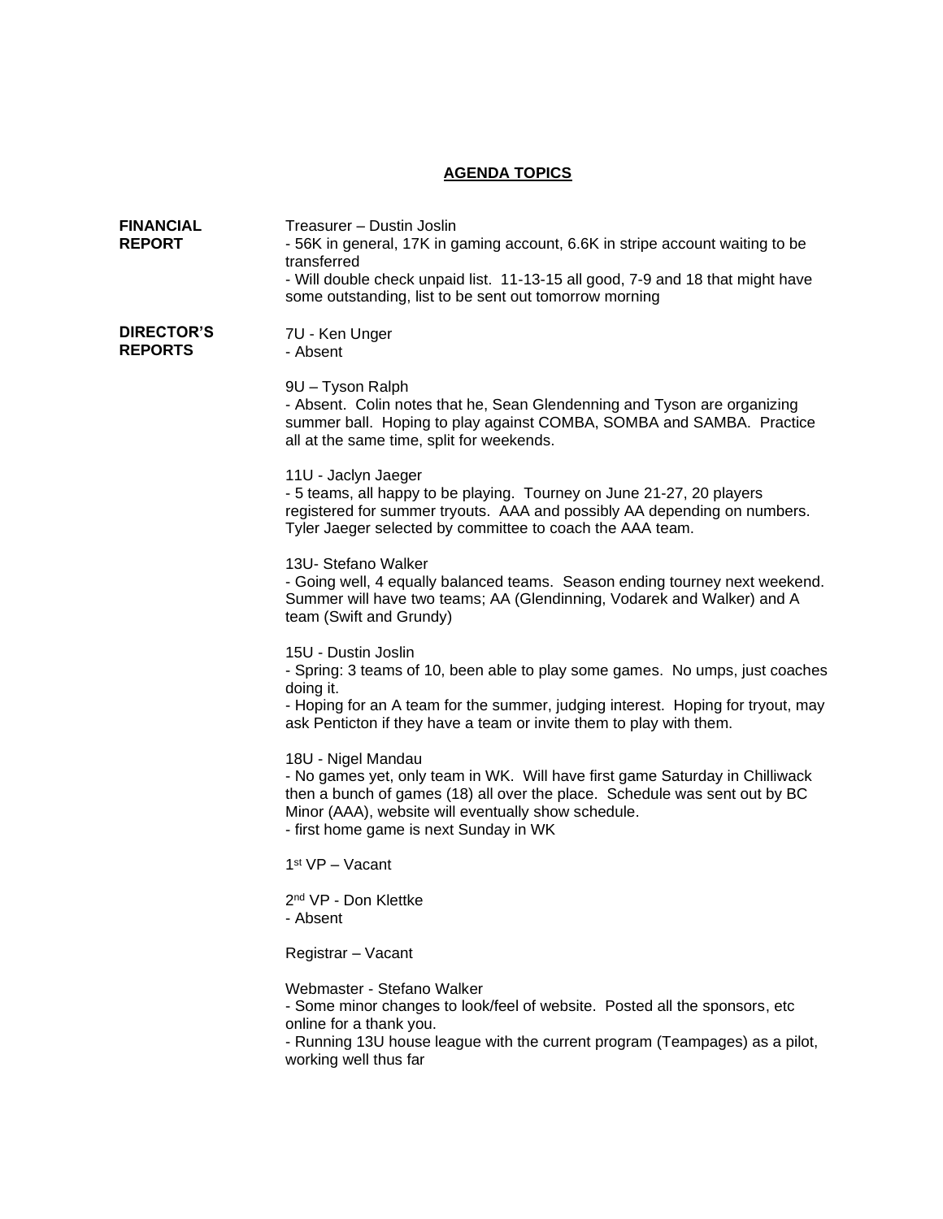## AGENDA TOPICS

**FINANCIAL REPORT**

Treasurer – Dustin Joslin
- 56K in general, 17K in gaming account, 6.6K in stripe account waiting to be transferred
- Will double check unpaid list. 11-13-15 all good, 7-9 and 18 that might have some outstanding, list to be sent out tomorrow morning

**DIRECTOR'S REPORTS**

7U - Ken Unger
- Absent

9U – Tyson Ralph
- Absent. Colin notes that he, Sean Glendenning and Tyson are organizing summer ball. Hoping to play against COMBA, SOMBA and SAMBA. Practice all at the same time, split for weekends.

11U - Jaclyn Jaeger
- 5 teams, all happy to be playing. Tourney on June 21-27, 20 players registered for summer tryouts. AAA and possibly AA depending on numbers. Tyler Jaeger selected by committee to coach the AAA team.

13U- Stefano Walker
- Going well, 4 equally balanced teams. Season ending tourney next weekend. Summer will have two teams; AA (Glendinning, Vodarek and Walker) and A team (Swift and Grundy)

15U - Dustin Joslin
- Spring: 3 teams of 10, been able to play some games. No umps, just coaches doing it.
- Hoping for an A team for the summer, judging interest. Hoping for tryout, may ask Penticton if they have a team or invite them to play with them.

18U - Nigel Mandau
- No games yet, only team in WK. Will have first game Saturday in Chilliwack then a bunch of games (18) all over the place. Schedule was sent out by BC Minor (AAA), website will eventually show schedule.
- first home game is next Sunday in WK

1st VP – Vacant

2nd VP - Don Klettke
- Absent

Registrar – Vacant

Webmaster - Stefano Walker
- Some minor changes to look/feel of website. Posted all the sponsors, etc online for a thank you.
- Running 13U house league with the current program (Teampages) as a pilot, working well thus far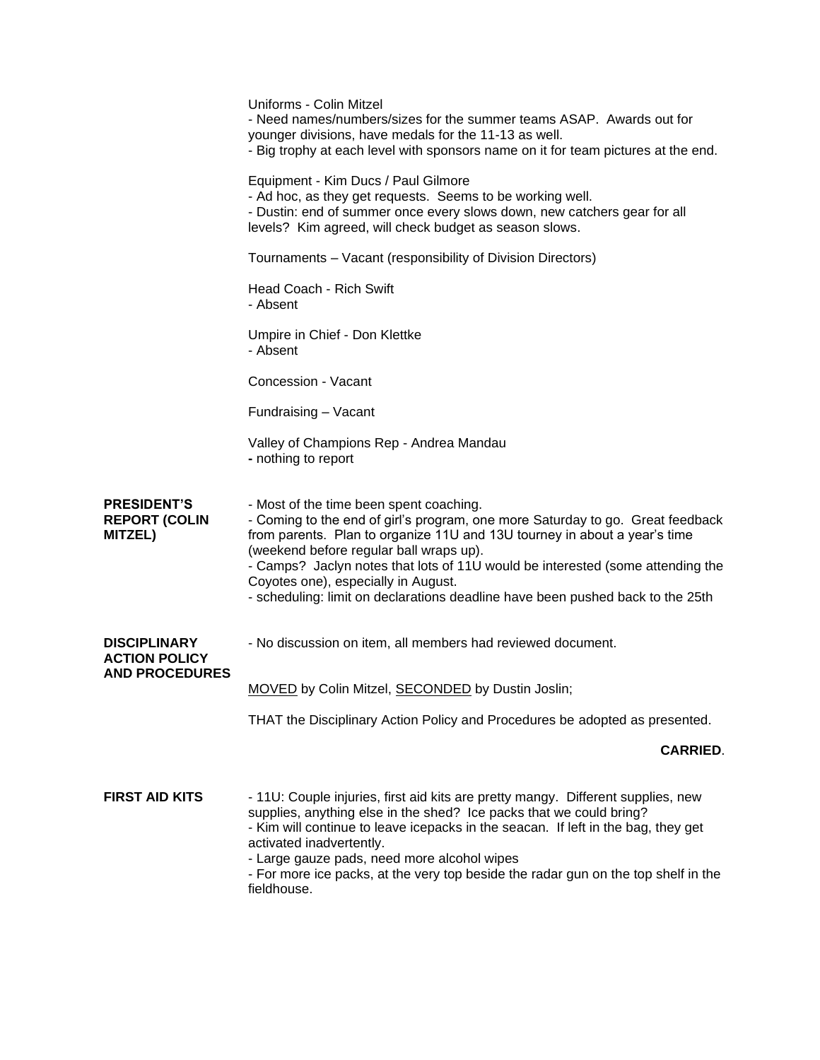Uniforms - Colin Mitzel
- Need names/numbers/sizes for the summer teams ASAP. Awards out for younger divisions, have medals for the 11-13 as well.
- Big trophy at each level with sponsors name on it for team pictures at the end.

Equipment - Kim Ducs / Paul Gilmore
- Ad hoc, as they get requests. Seems to be working well.
- Dustin: end of summer once every slows down, new catchers gear for all levels? Kim agreed, will check budget as season slows.

Tournaments – Vacant (responsibility of Division Directors)

Head Coach - Rich Swift
- Absent

Umpire in Chief - Don Klettke
- Absent

Concession - Vacant

Fundraising – Vacant

Valley of Champions Rep - Andrea Mandau
- nothing to report

**PRESIDENT'S REPORT (COLIN MITZEL)**

- Most of the time been spent coaching.
- Coming to the end of girl's program, one more Saturday to go. Great feedback from parents. Plan to organize 11U and 13U tourney in about a year's time (weekend before regular ball wraps up).
- Camps? Jaclyn notes that lots of 11U would be interested (some attending the Coyotes one), especially in August.
- scheduling: limit on declarations deadline have been pushed back to the 25th

**DISCIPLINARY ACTION POLICY AND PROCEDURES**

- No discussion on item, all members had reviewed document.

<u>MOVED</u> by Colin Mitzel, <u>SECONDED</u> by Dustin Joslin;

THAT the Disciplinary Action Policy and Procedures be adopted as presented.

**CARRIED**.

**FIRST AID KITS**

- 11U: Couple injuries, first aid kits are pretty mangy. Different supplies, new supplies, anything else in the shed? Ice packs that we could bring?
- Kim will continue to leave icepacks in the seacan. If left in the bag, they get activated inadvertently.
- Large gauze pads, need more alcohol wipes
- For more ice packs, at the very top beside the radar gun on the top shelf in the fieldhouse.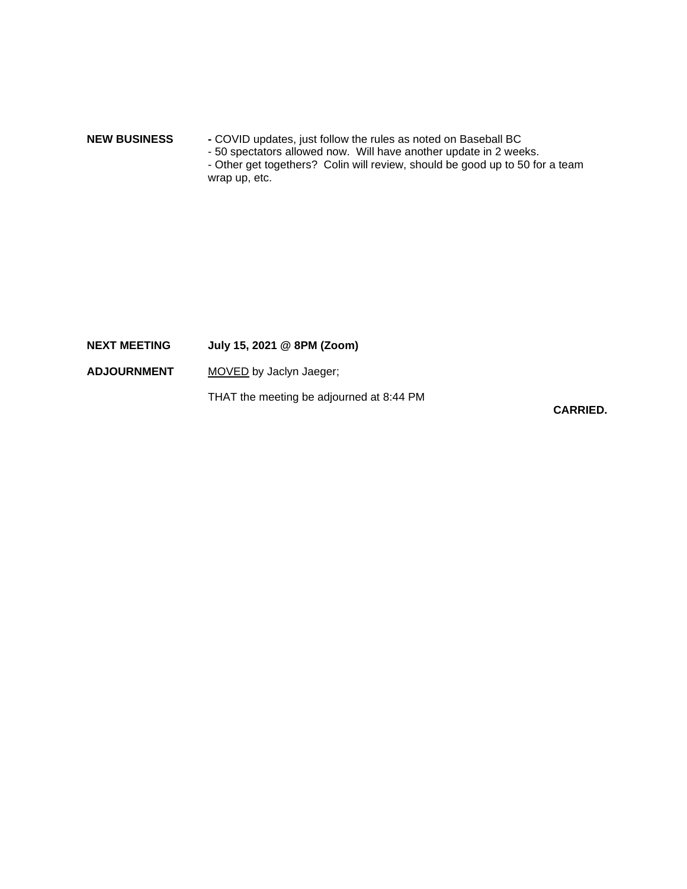**NEW BUSINESS**

- COVID updates, just follow the rules as noted on Baseball BC
- 50 spectators allowed now. Will have another update in 2 weeks.
- Other get togethers? Colin will review, should be good up to 50 for a team wrap up, etc.

**NEXT MEETING** **July 15, 2021 @ 8PM (Zoom)**

**ADJOURNMENT** MOVED by Jaclyn Jaeger;

THAT the meeting be adjourned at 8:44 PM

**CARRIED.**